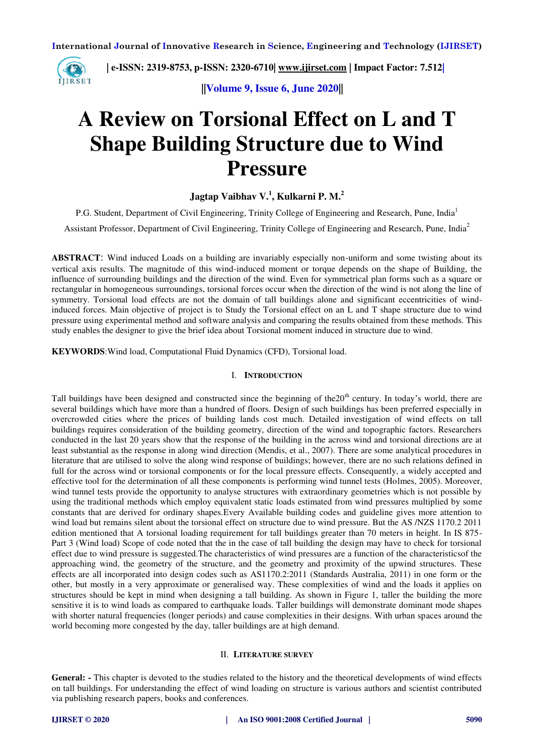# A Review on Torsional Effect on L and T Shape Building Structure due to Wind Pressure

**Jagtap Vaibhav V.[1], Kulkarni P. M.[2]**

P.G. Student, Department of Civil Engineering, Trinity College of Engineering and Research, Pune, India[1]

Assistant Professor, Department of Civil Engineering, Trinity College of Engineering and Research, Pune, India[2]

**ABSTRACT**: Wind induced Loads on a building are invariably especially non-uniform and some twisting about its vertical axis results. The magnitude of this wind-induced moment or torque depends on the shape of Building, the influence of surrounding buildings and the direction of the wind. Even for symmetrical plan forms such as a square or rectangular in homogeneous surroundings, torsional forces occur when the direction of the wind is not along the line of symmetry. Torsional load effects are not the domain of tall buildings alone and significant eccentricities of wind-induced forces. Main objective of project is to Study the Torsional effect on an L and T shape structure due to wind pressure using experimental method and software analysis and comparing the results obtained from these methods. This study enables the designer to give the brief idea about Torsional moment induced in structure due to wind.

**KEYWORDS**:Wind load, Computational Fluid Dynamics (CFD), Torsional load.

## I. Introduction

Tall buildings have been designed and constructed since the beginning of the20th century. In today's world, there are several buildings which have more than a hundred of floors. Design of such buildings has been preferred especially in overcrowded cities where the prices of building lands cost much. Detailed investigation of wind effects on tall buildings requires consideration of the building geometry, direction of the wind and topographic factors. Researchers conducted in the last 20 years show that the response of the building in the across wind and torsional directions are at least substantial as the response in along wind direction (Mendis, et al., 2007). There are some analytical procedures in literature that are utilised to solve the along wind response of buildings; however, there are no such relations defined in full for the across wind or torsional components or for the local pressure effects. Consequently, a widely accepted and effective tool for the determination of all these components is performing wind tunnel tests (Holmes, 2005). Moreover, wind tunnel tests provide the opportunity to analyse structures with extraordinary geometries which is not possible by using the traditional methods which employ equivalent static loads estimated from wind pressures multiplied by some constants that are derived for ordinary shapes.Every Available building codes and guideline gives more attention to wind load but remains silent about the torsional effect on structure due to wind pressure. But the AS /NZS 1170.2 2011 edition mentioned that A torsional loading requirement for tall buildings greater than 70 meters in height. In IS 875-Part 3 (Wind load) Scope of code noted that the in the case of tall building the design may have to check for torsional effect due to wind pressure is suggested.The characteristics of wind pressures are a function of the characteristicsof the approaching wind, the geometry of the structure, and the geometry and proximity of the upwind structures. These effects are all incorporated into design codes such as AS1170.2:2011 (Standards Australia, 2011) in one form or the other, but mostly in a very approximate or generalised way. These complexities of wind and the loads it applies on structures should be kept in mind when designing a tall building. As shown in Figure 1, taller the building the more sensitive it is to wind loads as compared to earthquake loads. Taller buildings will demonstrate dominant mode shapes with shorter natural frequencies (longer periods) and cause complexities in their designs. With urban spaces around the world becoming more congested by the day, taller buildings are at high demand.

## II. Literature survey

**General: -** This chapter is devoted to the studies related to the history and the theoretical developments of wind effects on tall buildings. For understanding the effect of wind loading on structure is various authors and scientist contributed via publishing research papers, books and conferences.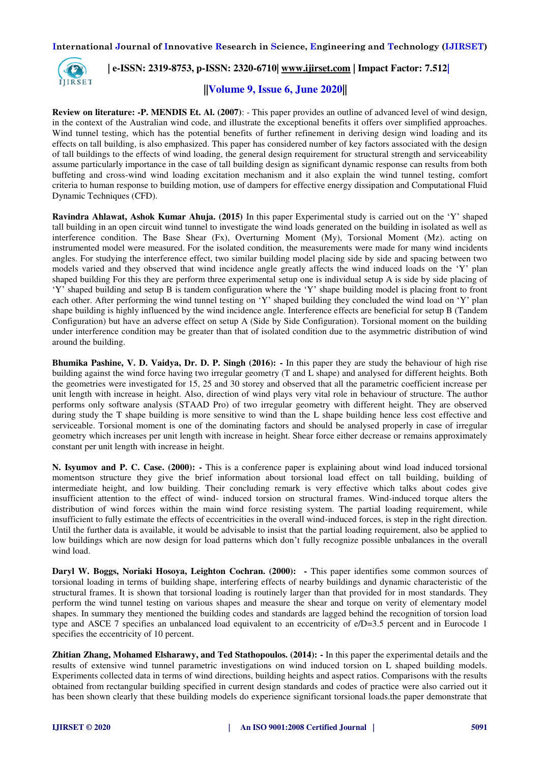**Review on literature: -P. MENDIS Et. Al. (2007)**: - This paper provides an outline of advanced level of wind design, in the context of the Australian wind code, and illustrate the exceptional benefits it offers over simplified approaches. Wind tunnel testing, which has the potential benefits of further refinement in deriving design wind loading and its effects on tall building, is also emphasized. This paper has considered number of key factors associated with the design of tall buildings to the effects of wind loading, the general design requirement for structural strength and serviceability assume particularly importance in the case of tall building design as significant dynamic response can results from both buffeting and cross-wind wind loading excitation mechanism and it also explain the wind tunnel testing, comfort criteria to human response to building motion, use of dampers for effective energy dissipation and Computational Fluid Dynamic Techniques (CFD).

**Ravindra Ahlawat, Ashok Kumar Ahuja. (2015)** In this paper Experimental study is carried out on the 'Y' shaped tall building in an open circuit wind tunnel to investigate the wind loads generated on the building in isolated as well as interference condition. The Base Shear (Fx), Overturning Moment (My), Torsional Moment (Mz). acting on instrumented model were measured. For the isolated condition, the measurements were made for many wind incidents angles. For studying the interference effect, two similar building model placing side by side and spacing between two models varied and they observed that wind incidence angle greatly affects the wind induced loads on the 'Y' plan shaped building For this they are perform three experimental setup one is individual setup A is side by side placing of 'Y' shaped building and setup B is tandem configuration where the 'Y' shape building model is placing front to front each other. After performing the wind tunnel testing on 'Y' shaped building they concluded the wind load on 'Y' plan shape building is highly influenced by the wind incidence angle. Interference effects are beneficial for setup B (Tandem Configuration) but have an adverse effect on setup A (Side by Side Configuration). Torsional moment on the building under interference condition may be greater than that of isolated condition due to the asymmetric distribution of wind around the building.

**Bhumika Pashine, V. D. Vaidya, Dr. D. P. Singh (2016): -** In this paper they are study the behaviour of high rise building against the wind force having two irregular geometry (T and L shape) and analysed for different heights. Both the geometries were investigated for 15, 25 and 30 storey and observed that all the parametric coefficient increase per unit length with increase in height. Also, direction of wind plays very vital role in behaviour of structure. The author performs only software analysis (STAAD Pro) of two irregular geometry with different height. They are observed during study the T shape building is more sensitive to wind than the L shape building hence less cost effective and serviceable. Torsional moment is one of the dominating factors and should be analysed properly in case of irregular geometry which increases per unit length with increase in height. Shear force either decrease or remains approximately constant per unit length with increase in height.

**N. Isyumov and P. C. Case. (2000): -** This is a conference paper is explaining about wind load induced torsional momentson structure they give the brief information about torsional load effect on tall building, building of intermediate height, and low building. Their concluding remark is very effective which talks about codes give insufficient attention to the effect of wind- induced torsion on structural frames. Wind-induced torque alters the distribution of wind forces within the main wind force resisting system. The partial loading requirement, while insufficient to fully estimate the effects of eccentricities in the overall wind-induced forces, is step in the right direction. Until the further data is available, it would be advisable to insist that the partial loading requirement, also be applied to low buildings which are now design for load patterns which don't fully recognize possible unbalances in the overall wind load.

**Daryl W. Boggs, Noriaki Hosoya, Leighton Cochran. (2000): -** This paper identifies some common sources of torsional loading in terms of building shape, interfering effects of nearby buildings and dynamic characteristic of the structural frames. It is shown that torsional loading is routinely larger than that provided for in most standards. They perform the wind tunnel testing on various shapes and measure the shear and torque on verity of elementary model shapes. In summary they mentioned the building codes and standards are lagged behind the recognition of torsion load type and ASCE 7 specifies an unbalanced load equivalent to an eccentricity of e/D=3.5 percent and in Eurocode 1 specifies the eccentricity of 10 percent.

**Zhitian Zhang, Mohamed Elsharawy, and Ted Stathopoulos. (2014): -** In this paper the experimental details and the results of extensive wind tunnel parametric investigations on wind induced torsion on L shaped building models. Experiments collected data in terms of wind directions, building heights and aspect ratios. Comparisons with the results obtained from rectangular building specified in current design standards and codes of practice were also carried out it has been shown clearly that these building models do experience significant torsional loads.the paper demonstrate that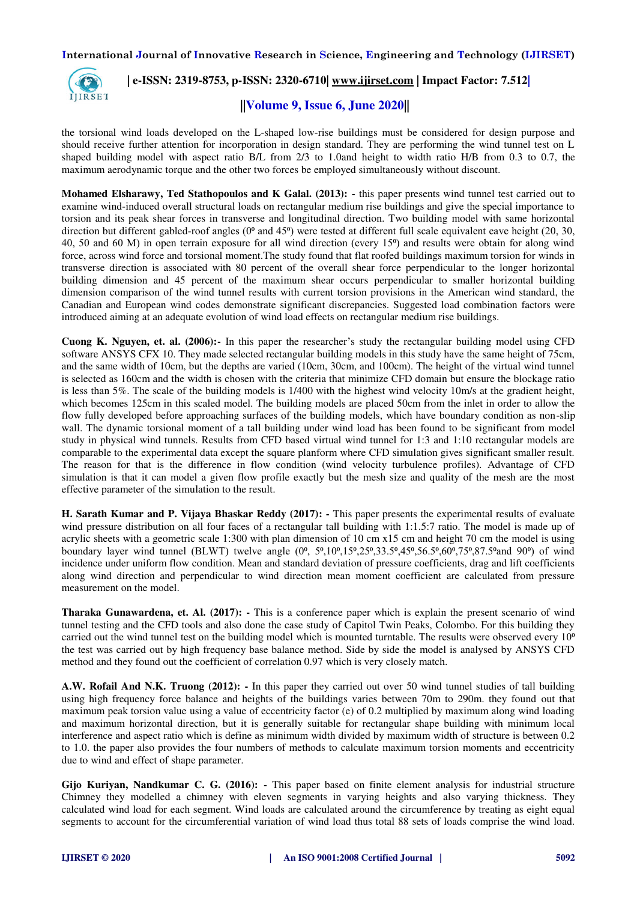the torsional wind loads developed on the L-shaped low-rise buildings must be considered for design purpose and should receive further attention for incorporation in design standard. They are performing the wind tunnel test on L shaped building model with aspect ratio B/L from 2/3 to 1.0and height to width ratio H/B from 0.3 to 0.7, the maximum aerodynamic torque and the other two forces be employed simultaneously without discount.

**Mohamed Elsharawy, Ted Stathopoulos and K Galal. (2013): -** this paper presents wind tunnel test carried out to examine wind-induced overall structural loads on rectangular medium rise buildings and give the special importance to torsion and its peak shear forces in transverse and longitudinal direction. Two building model with same horizontal direction but different gabled-roof angles ($0^o$ and $45^o$) were tested at different full scale equivalent eave height (20, 30, 40, 50 and 60 M) in open terrain exposure for all wind direction (every $15^o$) and results were obtain for along wind force, across wind force and torsional moment. The study found that flat roofed buildings maximum torsion for winds in transverse direction is associated with 80 percent of the overall shear force perpendicular to the longer horizontal building dimension and 45 percent of the maximum shear occurs perpendicular to smaller horizontal building dimension comparison of the wind tunnel results with current torsion provisions in the American wind standard, the Canadian and European wind codes demonstrate significant discrepancies. Suggested load combination factors were introduced aiming at an adequate evolution of wind load effects on rectangular medium rise buildings.

**Cuong K. Nguyen, et. al. (2006):-** In this paper the researcher's study the rectangular building model using CFD software ANSYS CFX 10. They made selected rectangular building models in this study have the same height of 75cm, and the same width of 10cm, but the depths are varied (10cm, 30cm, and 100cm). The height of the virtual wind tunnel is selected as 160cm and the width is chosen with the criteria that minimize CFD domain but ensure the blockage ratio is less than 5%. The scale of the building models is 1/400 with the highest wind velocity 10m/s at the gradient height, which becomes 125cm in this scaled model. The building models are placed 50cm from the inlet in order to allow the flow fully developed before approaching surfaces of the building models, which have boundary condition as non-slip wall. The dynamic torsional moment of a tall building under wind load has been found to be significant from model study in physical wind tunnels. Results from CFD based virtual wind tunnel for 1:3 and 1:10 rectangular models are comparable to the experimental data except the square planform where CFD simulation gives significant smaller result. The reason for that is the difference in flow condition (wind velocity turbulence profiles). Advantage of CFD simulation is that it can model a given flow profile exactly but the mesh size and quality of the mesh are the most effective parameter of the simulation to the result.

**H. Sarath Kumar and P. Vijaya Bhaskar Reddy (2017): -** This paper presents the experimental results of evaluate wind pressure distribution on all four faces of a rectangular tall building with 1:1.5:7 ratio. The model is made up of acrylic sheets with a geometric scale 1:300 with plan dimension of 10 cm x15 cm and height 70 cm the model is using boundary layer wind tunnel (BLWT) twelve angle ($0^o$, $5^o$,$10^o$,$15^o$,$25^o$,$33.5^o$,$45^o$,$56.5^o$,$60^o$,$75^o$,$87.5^o$and $90^o$) of wind incidence under uniform flow condition. Mean and standard deviation of pressure coefficients, drag and lift coefficients along wind direction and perpendicular to wind direction mean moment coefficient are calculated from pressure measurement on the model.

**Tharaka Gunawardena, et. Al. (2017): -** This is a conference paper which is explain the present scenario of wind tunnel testing and the CFD tools and also done the case study of Capitol Twin Peaks, Colombo. For this building they carried out the wind tunnel test on the building model which is mounted turntable. The results were observed every $10^o$ the test was carried out by high frequency base balance method. Side by side the model is analysed by ANSYS CFD method and they found out the coefficient of correlation 0.97 which is very closely match.

**A.W. Rofail And N.K. Truong (2012): -** In this paper they carried out over 50 wind tunnel studies of tall building using high frequency force balance and heights of the buildings varies between 70m to 290m. they found out that maximum peak torsion value using a value of eccentricity factor (e) of 0.2 multiplied by maximum along wind loading and maximum horizontal direction, but it is generally suitable for rectangular shape building with minimum local interference and aspect ratio which is define as minimum width divided by maximum width of structure is between 0.2 to 1.0. the paper also provides the four numbers of methods to calculate maximum torsion moments and eccentricity due to wind and effect of shape parameter.

**Gijo Kuriyan, Nandkumar C. G. (2016): -** This paper based on finite element analysis for industrial structure Chimney they modelled a chimney with eleven segments in varying heights and also varying thickness. They calculated wind load for each segment. Wind loads are calculated around the circumference by treating as eight equal segments to account for the circumferential variation of wind load thus total 88 sets of loads comprise the wind load.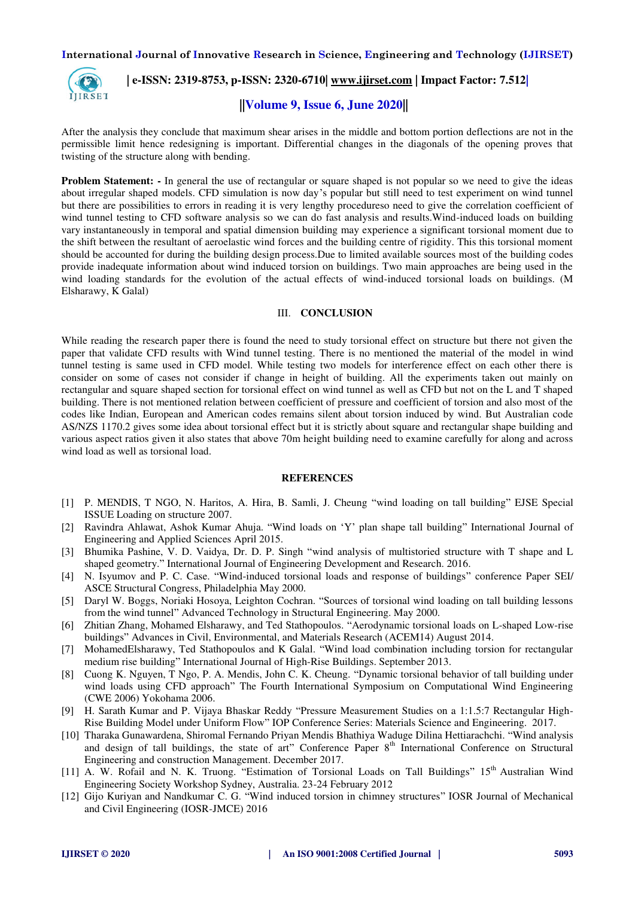After the analysis they conclude that maximum shear arises in the middle and bottom portion deflections are not in the permissible limit hence redesigning is important. Differential changes in the diagonals of the opening proves that twisting of the structure along with bending.

**Problem Statement: -** In general the use of rectangular or square shaped is not popular so we need to give the ideas about irregular shaped models. CFD simulation is now day's popular but still need to test experiment on wind tunnel but there are possibilities to errors in reading it is very lengthy proceduresо need to give the correlation coefficient of wind tunnel testing to CFD software analysis so we can do fast analysis and results.Wind-induced loads on building vary instantaneously in temporal and spatial dimension building may experience a significant torsional moment due to the shift between the resultant of aeroelastic wind forces and the building centre of rigidity. This this torsional moment should be accounted for during the building design process.Due to limited available sources most of the building codes provide inadequate information about wind induced torsion on buildings. Two main approaches are being used in the wind loading standards for the evolution of the actual effects of wind-induced torsional loads on buildings. (M Elsharawy, K Galal)

## III. CONCLUSION

While reading the research paper there is found the need to study torsional effect on structure but there not given the paper that validate CFD results with Wind tunnel testing. There is no mentioned the material of the model in wind tunnel testing is same used in CFD model. While testing two models for interference effect on each other there is consider on some of cases not consider if change in height of building. All the experiments taken out mainly on rectangular and square shaped section for torsional effect on wind tunnel as well as CFD but not on the L and T shaped building. There is not mentioned relation between coefficient of pressure and coefficient of torsion and also most of the codes like Indian, European and American codes remains silent about torsion induced by wind. But Australian code AS/NZS 1170.2 gives some idea about torsional effect but it is strictly about square and rectangular shape building and various aspect ratios given it also states that above 70m height building need to examine carefully for along and across wind load as well as torsional load.

## REFERENCES

[1] P. MENDIS, T NGO, N. Haritos, A. Hira, B. Samli, J. Cheung "wind loading on tall building" EJSE Special ISSUE Loading on structure 2007.

[2] Ravindra Ahlawat, Ashok Kumar Ahuja. "Wind loads on 'Y' plan shape tall building" International Journal of Engineering and Applied Sciences April 2015.

[3] Bhumika Pashine, V. D. Vaidya, Dr. D. P. Singh "wind analysis of multistoried structure with T shape and L shaped geometry." International Journal of Engineering Development and Research. 2016.

[4] N. Isyumov and P. C. Case. "Wind-induced torsional loads and response of buildings" conference Paper SEI/ ASCE Structural Congress, Philadelphia May 2000.

[5] Daryl W. Boggs, Noriaki Hosoya, Leighton Cochran. "Sources of torsional wind loading on tall building lessons from the wind tunnel" Advanced Technology in Structural Engineering. May 2000.

[6] Zhitian Zhang, Mohamed Elsharawy, and Ted Stathopoulos. "Aerodynamic torsional loads on L-shaped Low-rise buildings" Advances in Civil, Environmental, and Materials Research (ACEM14) August 2014.

[7] MohamedElsharawy, Ted Stathopoulos and K Galal. "Wind load combination including torsion for rectangular medium rise building" International Journal of High-Rise Buildings. September 2013.

[8] Cuong K. Nguyen, T Ngo, P. A. Mendis, John C. K. Cheung. "Dynamic torsional behavior of tall building under wind loads using CFD approach" The Fourth International Symposium on Computational Wind Engineering (CWE 2006) Yokohama 2006.

[9] H. Sarath Kumar and P. Vijaya Bhaskar Reddy "Pressure Measurement Studies on a 1:1.5:7 Rectangular High-Rise Building Model under Uniform Flow" IOP Conference Series: Materials Science and Engineering. 2017.

[10] Tharaka Gunawardena, Shiromal Fernando Priyan Mendis Bhathiya Waduge Dilina Hettiarachchi. "Wind analysis and design of tall buildings, the state of art" Conference Paper 8th International Conference on Structural Engineering and construction Management. December 2017.

[11] A. W. Rofail and N. K. Truong. "Estimation of Torsional Loads on Tall Buildings" 15th Australian Wind Engineering Society Workshop Sydney, Australia. 23-24 February 2012

[12] Gijo Kuriyan and Nandkumar C. G. "Wind induced torsion in chimney structures" IOSR Journal of Mechanical and Civil Engineering (IOSR-JMCE) 2016